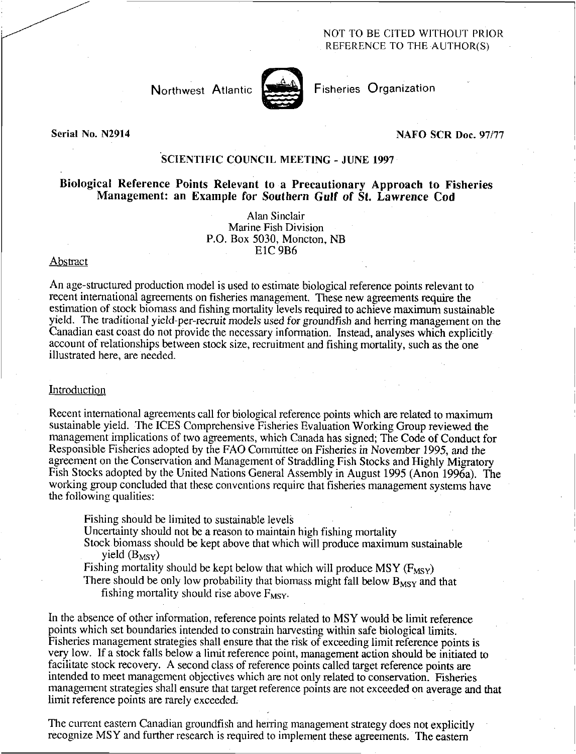NOT TO BE CITED WITHOUT PRIOR REFERENCE TO THE AUTHOR(S)

Northwest Atlantic Fisheries Organization

**Serial No. N2914** **NAFO SCR Doc. 97/77**

**SCIENTIFIC COUNCIL MEETING - JUNE 1997**

# Biological Reference Points Relevant to a Precautionary Approach to Fisheries Management: an Example for Southern Gulf of St. Lawrence Cod

Alan Sinclair
Marine Fish Division
P.O. Box 5030, Moncton, NB
E1C 9B6

## Abstract

An age-structured production model is used to estimate biological reference points relevant to recent international agreements on fisheries management. These new agreements require the estimation of stock biomass and fishing mortality levels required to achieve maximum sustainable yield. The traditional yield-per-recruit models used for groundfish and herring management on the Canadian east coast do not provide the necessary information. Instead, analyses which explicitly account of relationships between stock size, recruitment and fishing mortality, such as the one illustrated here, are needed.

## Introduction

Recent international agreements call for biological reference points which are related to maximum sustainable yield. The ICES Comprehensive Fisheries Evaluation Working Group reviewed the management implications of two agreements, which Canada has signed; The Code of Conduct for Responsible Fisheries adopted by the FAO Committee on Fisheries in November 1995, and the agreement on the Conservation and Management of Straddling Fish Stocks and Highly Migratory Fish Stocks adopted by the United Nations General Assembly in August 1995 (Anon 1996a). The working group concluded that these conventions require that fisheries management systems have the following qualities:

- Fishing should be limited to sustainable levels
- Uncertainty should not be a reason to maintain high fishing mortality
- Stock biomass should be kept above that which will produce maximum sustainable yield ($B_{MSY}$)
- Fishing mortality should be kept below that which will produce MSY ($F_{MSY}$)
- There should be only low probability that biomass might fall below $B_{MSY}$ and that fishing mortality should rise above $F_{MSY}$.

In the absence of other information, reference points related to MSY would be limit reference points which set boundaries intended to constrain harvesting within safe biological limits. Fisheries management strategies shall ensure that the risk of exceeding limit reference points is very low. If a stock falls below a limit reference point, management action should be initiated to facilitate stock recovery. A second class of reference points called target reference points are intended to meet management objectives which are not only related to conservation. Fisheries management strategies shall ensure that target reference points are not exceeded on average and that limit reference points are rarely exceeded.

The current eastern Canadian groundfish and herring management strategy does not explicitly recognize MSY and further research is required to implement these agreements. The eastern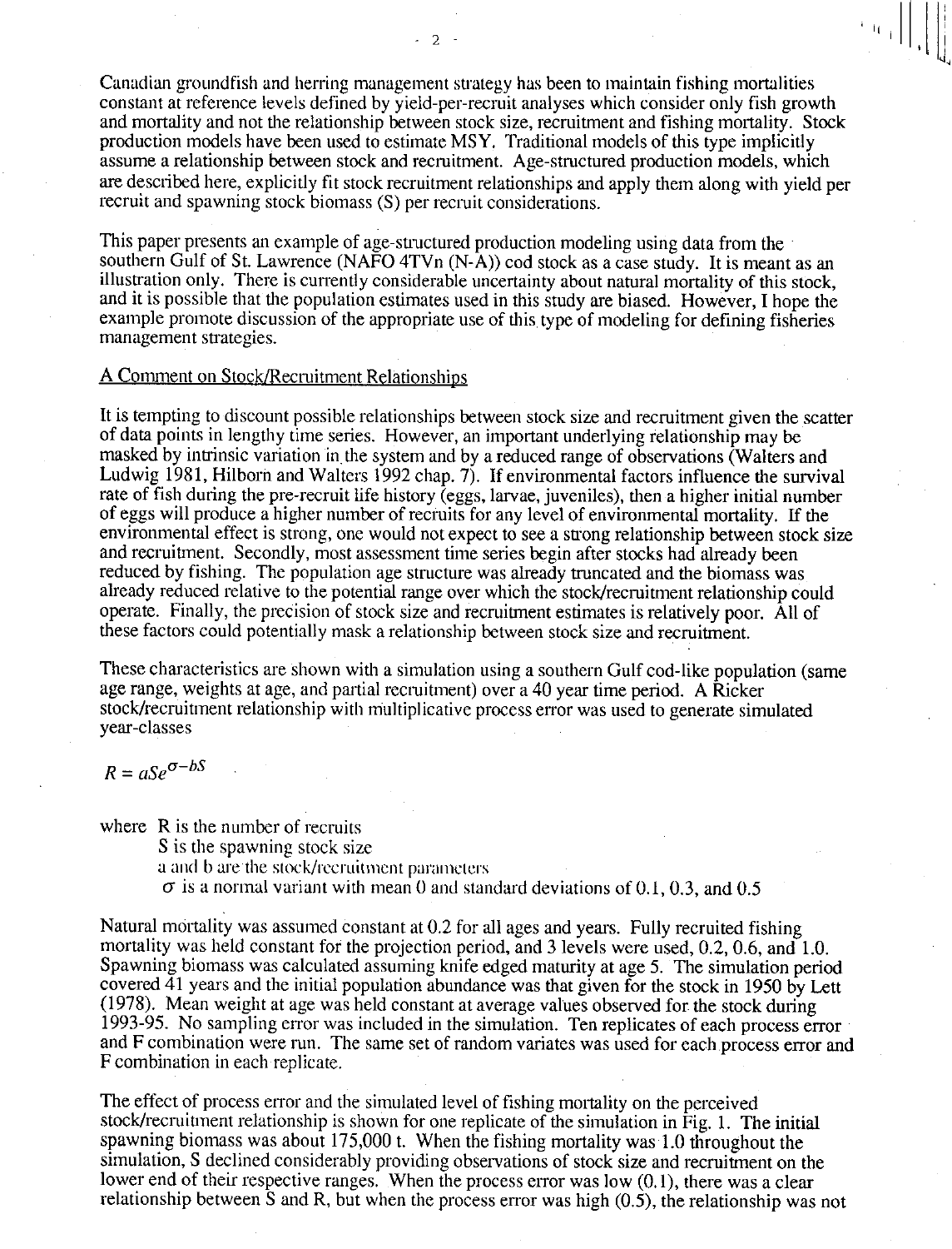Canadian groundfish and herring management strategy has been to maintain fishing mortalities constant at reference levels defined by yield-per-recruit analyses which consider only fish growth and mortality and not the relationship between stock size, recruitment and fishing mortality. Stock production models have been used to estimate MSY. Traditional models of this type implicitly assume a relationship between stock and recruitment. Age-structured production models, which are described here, explicitly fit stock recruitment relationships and apply them along with yield per recruit and spawning stock biomass (S) per recruit considerations.

This paper presents an example of age-structured production modeling using data from the southern Gulf of St. Lawrence (NAFO 4TVn (N-A)) cod stock as a case study. It is meant as an illustration only. There is currently considerable uncertainty about natural mortality of this stock, and it is possible that the population estimates used in this study are biased. However, I hope the example promote discussion of the appropriate use of this type of modeling for defining fisheries management strategies.

## A Comment on Stock/Recruitment Relationships

It is tempting to discount possible relationships between stock size and recruitment given the scatter of data points in lengthy time series. However, an important underlying relationship may be masked by intrinsic variation in the system and by a reduced range of observations (Walters and Ludwig 1981, Hilborn and Walters 1992 chap. 7). If environmental factors influence the survival rate of fish during the pre-recruit life history (eggs, larvae, juveniles), then a higher initial number of eggs will produce a higher number of recruits for any level of environmental mortality. If the environmental effect is strong, one would not expect to see a strong relationship between stock size and recruitment. Secondly, most assessment time series begin after stocks had already been reduced by fishing. The population age structure was already truncated and the biomass was already reduced relative to the potential range over which the stock/recruitment relationship could operate. Finally, the precision of stock size and recruitment estimates is relatively poor. All of these factors could potentially mask a relationship between stock size and recruitment.

These characteristics are shown with a simulation using a southern Gulf cod-like population (same age range, weights at age, and partial recruitment) over a 40 year time period. A Ricker stock/recruitment relationship with multiplicative process error was used to generate simulated year-classes

$$R = aSe^{\sigma - bS}$$

where R is the number of recruits
- S is the spawning stock size
- a and b are the stock/recruitment parameters
- $\sigma$ is a normal variant with mean 0 and standard deviations of 0.1, 0.3, and 0.5

Natural mortality was assumed constant at 0.2 for all ages and years. Fully recruited fishing mortality was held constant for the projection period, and 3 levels were used, 0.2, 0.6, and 1.0. Spawning biomass was calculated assuming knife edged maturity at age 5. The simulation period covered 41 years and the initial population abundance was that given for the stock in 1950 by Lett (1978). Mean weight at age was held constant at average values observed for the stock during 1993-95. No sampling error was included in the simulation. Ten replicates of each process error and F combination were run. The same set of random variates was used for each process error and F combination in each replicate.

The effect of process error and the simulated level of fishing mortality on the perceived stock/recruitment relationship is shown for one replicate of the simulation in Fig. 1. The initial spawning biomass was about 175,000 t. When the fishing mortality was 1.0 throughout the simulation, S declined considerably providing observations of stock size and recruitment on the lower end of their respective ranges. When the process error was low (0.1), there was a clear relationship between S and R, but when the process error was high (0.5), the relationship was not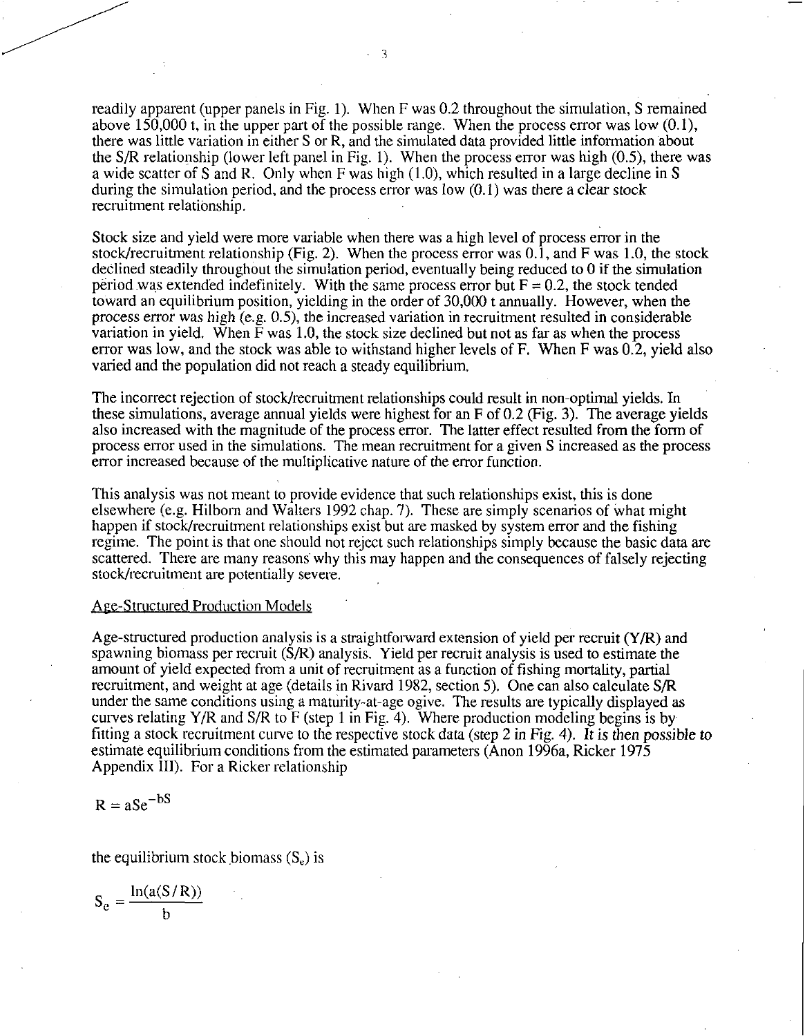readily apparent (upper panels in Fig. 1). When F was 0.2 throughout the simulation, S remained above 150,000 t, in the upper part of the possible range. When the process error was low (0.1), there was little variation in either S or R, and the simulated data provided little information about the S/R relationship (lower left panel in Fig. 1). When the process error was high (0.5), there was a wide scatter of S and R. Only when F was high (1.0), which resulted in a large decline in S during the simulation period, and the process error was low (0.1) was there a clear stock recruitment relationship.

Stock size and yield were more variable when there was a high level of process error in the stock/recruitment relationship (Fig. 2). When the process error was 0.1, and F was 1.0, the stock declined steadily throughout the simulation period, eventually being reduced to 0 if the simulation period was extended indefinitely. With the same process error but F = 0.2, the stock tended toward an equilibrium position, yielding in the order of 30,000 t annually. However, when the process error was high (e.g. 0.5), the increased variation in recruitment resulted in considerable variation in yield. When F was 1.0, the stock size declined but not as far as when the process error was low, and the stock was able to withstand higher levels of F. When F was 0.2, yield also varied and the population did not reach a steady equilibrium.

The incorrect rejection of stock/recruitment relationships could result in non-optimal yields. In these simulations, average annual yields were highest for an F of 0.2 (Fig. 3). The average yields also increased with the magnitude of the process error. The latter effect resulted from the form of process error used in the simulations. The mean recruitment for a given S increased as the process error increased because of the multiplicative nature of the error function.

This analysis was not meant to provide evidence that such relationships exist, this is done elsewhere (e.g. Hilborn and Walters 1992 chap. 7). These are simply scenarios of what might happen if stock/recruitment relationships exist but are masked by system error and the fishing regime. The point is that one should not reject such relationships simply because the basic data are scattered. There are many reasons why this may happen and the consequences of falsely rejecting stock/recruitment are potentially severe.

## Age-Structured Production Models

Age-structured production analysis is a straightforward extension of yield per recruit (Y/R) and spawning biomass per recruit (S/R) analysis. Yield per recruit analysis is used to estimate the amount of yield expected from a unit of recruitment as a function of fishing mortality, partial recruitment, and weight at age (details in Rivard 1982, section 5). One can also calculate S/R under the same conditions using a maturity-at-age ogive. The results are typically displayed as curves relating Y/R and S/R to F (step 1 in Fig. 4). Where production modeling begins is by fitting a stock recruitment curve to the respective stock data (step 2 in Fig. 4). It is then possible to estimate equilibrium conditions from the estimated parameters (Anon 1996a, Ricker 1975 Appendix III). For a Ricker relationship

$$R = aSe^{-bS}$$

the equilibrium stock biomass ($S_e$) is

$$S_e = \frac{\ln(a(S/R))}{b}$$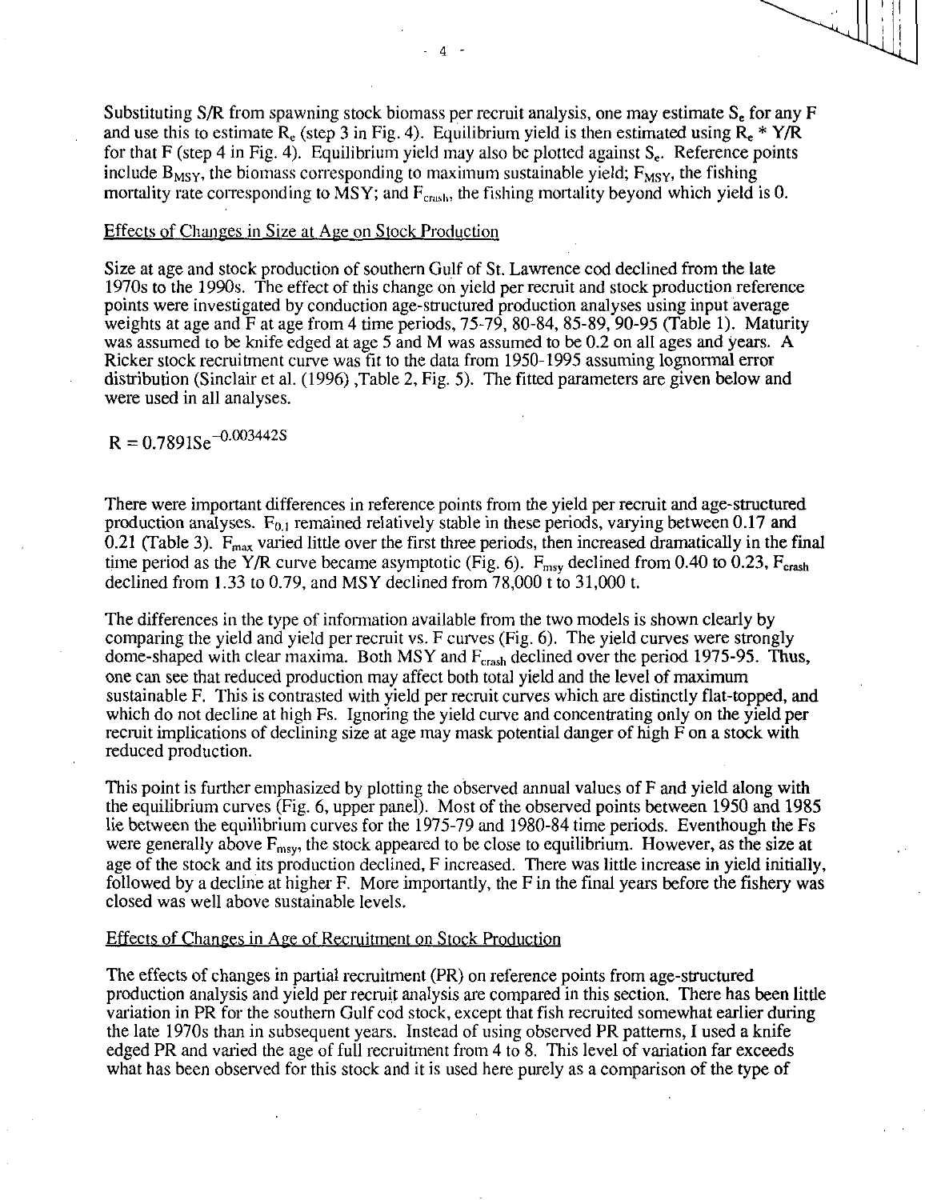Substituting S/R from spawning stock biomass per recruit analysis, one may estimate $S_e$ for any F and use this to estimate $R_e$ (step 3 in Fig. 4). Equilibrium yield is then estimated using $R_e$ * Y/R for that F (step 4 in Fig. 4). Equilibrium yield may also be plotted against $S_e$. Reference points include $B_{MSY}$, the biomass corresponding to maximum sustainable yield; $F_{MSY}$, the fishing mortality rate corresponding to MSY; and $F_{crash}$, the fishing mortality beyond which yield is 0.

## Effects of Changes in Size at Age on Stock Production

Size at age and stock production of southern Gulf of St. Lawrence cod declined from the late 1970s to the 1990s. The effect of this change on yield per recruit and stock production reference points were investigated by conduction age-structured production analyses using input average weights at age and F at age from 4 time periods, 75-79, 80-84, 85-89, 90-95 (Table 1). Maturity was assumed to be knife edged at age 5 and M was assumed to be 0.2 on all ages and years. A Ricker stock recruitment curve was fit to the data from 1950-1995 assuming lognormal error distribution (Sinclair et al. (1996) ,Table 2, Fig. 5). The fitted parameters are given below and were used in all analyses.

$$R = 0.7891Se^{-0.003442S}$$

There were important differences in reference points from the yield per recruit and age-structured production analyses. $F_{0.1}$ remained relatively stable in these periods, varying between 0.17 and 0.21 (Table 3). $F_{max}$ varied little over the first three periods, then increased dramatically in the final time period as the Y/R curve became asymptotic (Fig. 6). $F_{msy}$ declined from 0.40 to 0.23, $F_{crash}$ declined from 1.33 to 0.79, and MSY declined from 78,000 t to 31,000 t.

The differences in the type of information available from the two models is shown clearly by comparing the yield and yield per recruit vs. F curves (Fig. 6). The yield curves were strongly dome-shaped with clear maxima. Both MSY and $F_{crash}$ declined over the period 1975-95. Thus, one can see that reduced production may affect both total yield and the level of maximum sustainable F. This is contrasted with yield per recruit curves which are distinctly flat-topped, and which do not decline at high Fs. Ignoring the yield curve and concentrating only on the yield per recruit implications of declining size at age may mask potential danger of high F on a stock with reduced production.

This point is further emphasized by plotting the observed annual values of F and yield along with the equilibrium curves (Fig. 6, upper panel). Most of the observed points between 1950 and 1985 lie between the equilibrium curves for the 1975-79 and 1980-84 time periods. Eventhough the Fs were generally above $F_{msy}$, the stock appeared to be close to equilibrium. However, as the size at age of the stock and its production declined, F increased. There was little increase in yield initially, followed by a decline at higher F. More importantly, the F in the final years before the fishery was closed was well above sustainable levels.

## Effects of Changes in Age of Recruitment on Stock Production

The effects of changes in partial recruitment (PR) on reference points from age-structured production analysis and yield per recruit analysis are compared in this section. There has been little variation in PR for the southern Gulf cod stock, except that fish recruited somewhat earlier during the late 1970s than in subsequent years. Instead of using observed PR patterns, I used a knife edged PR and varied the age of full recruitment from 4 to 8. This level of variation far exceeds what has been observed for this stock and it is used here purely as a comparison of the type of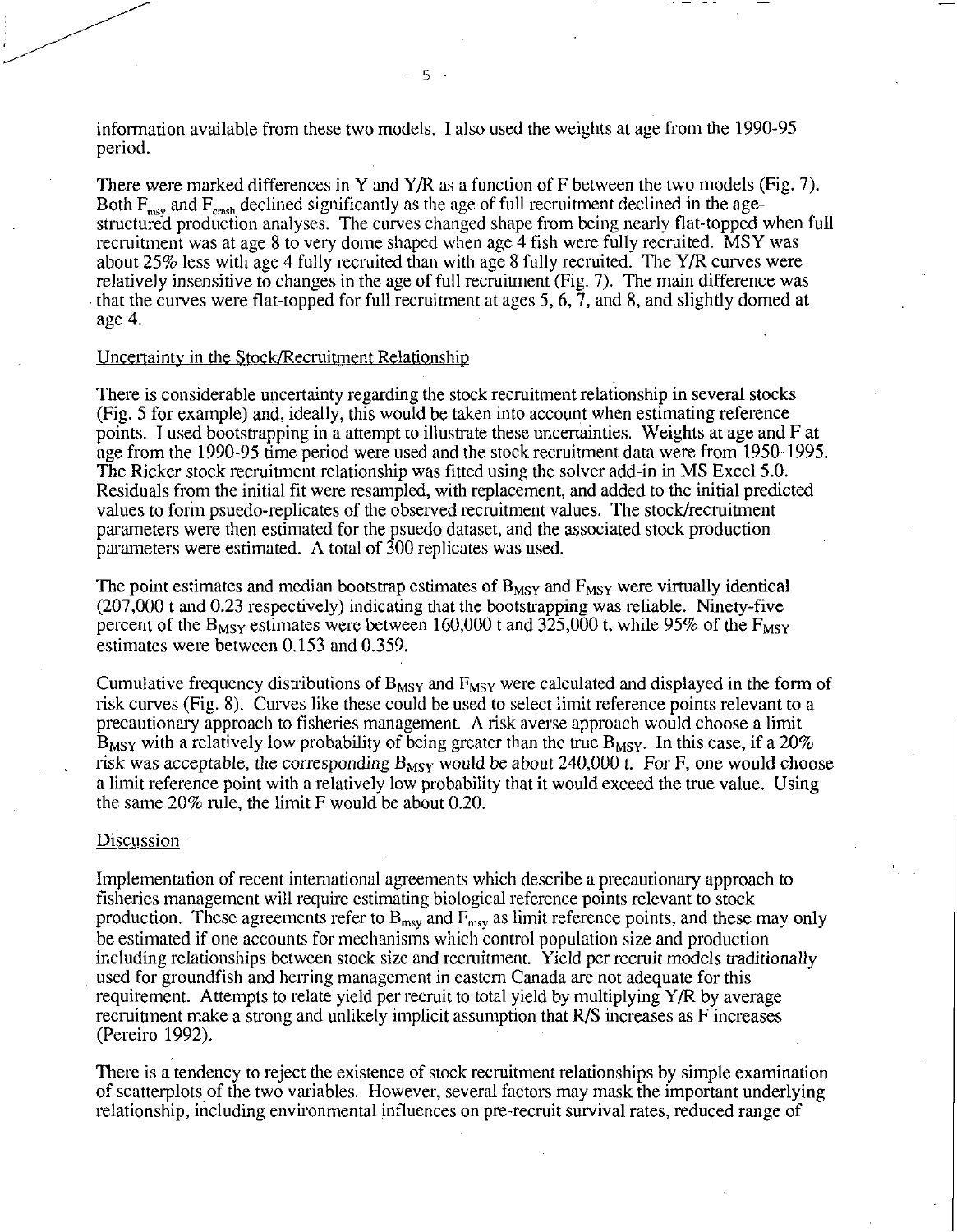information available from these two models. I also used the weights at age from the 1990-95 period.

There were marked differences in Y and Y/R as a function of F between the two models (Fig. 7). Both $F_{msy}$ and $F_{crash}$ declined significantly as the age of full recruitment declined in the age-structured production analyses. The curves changed shape from being nearly flat-topped when full recruitment was at age 8 to very dome shaped when age 4 fish were fully recruited. MSY was about 25% less with age 4 fully recruited than with age 8 fully recruited. The Y/R curves were relatively insensitive to changes in the age of full recruitment (Fig. 7). The main difference was that the curves were flat-topped for full recruitment at ages 5, 6, 7, and 8, and slightly domed at age 4.

## Uncertainty in the Stock/Recruitment Relationship

There is considerable uncertainty regarding the stock recruitment relationship in several stocks (Fig. 5 for example) and, ideally, this would be taken into account when estimating reference points. I used bootstrapping in a attempt to illustrate these uncertainties. Weights at age and F at age from the 1990-95 time period were used and the stock recruitment data were from 1950-1995. The Ricker stock recruitment relationship was fitted using the solver add-in in MS Excel 5.0. Residuals from the initial fit were resampled, with replacement, and added to the initial predicted values to form psuedo-replicates of the observed recruitment values. The stock/recruitment parameters were then estimated for the psuedo dataset, and the associated stock production parameters were estimated. A total of 300 replicates was used.

The point estimates and median bootstrap estimates of $B_{MSY}$ and $F_{MSY}$ were virtually identical (207,000 t and 0.23 respectively) indicating that the bootstrapping was reliable. Ninety-five percent of the $B_{MSY}$ estimates were between 160,000 t and 325,000 t, while 95% of the $F_{MSY}$ estimates were between 0.153 and 0.359.

Cumulative frequency distributions of $B_{MSY}$ and $F_{MSY}$ were calculated and displayed in the form of risk curves (Fig. 8). Curves like these could be used to select limit reference points relevant to a precautionary approach to fisheries management. A risk averse approach would choose a limit $B_{MSY}$ with a relatively low probability of being greater than the true $B_{MSY}$. In this case, if a 20% risk was acceptable, the corresponding $B_{MSY}$ would be about 240,000 t. For F, one would choose a limit reference point with a relatively low probability that it would exceed the true value. Using the same 20% rule, the limit F would be about 0.20.

## Discussion

Implementation of recent international agreements which describe a precautionary approach to fisheries management will require estimating biological reference points relevant to stock production. These agreements refer to $B_{msy}$ and $F_{msy}$ as limit reference points, and these may only be estimated if one accounts for mechanisms which control population size and production including relationships between stock size and recruitment. Yield per recruit models traditionally used for groundfish and herring management in eastern Canada are not adequate for this requirement. Attempts to relate yield per recruit to total yield by multiplying Y/R by average recruitment make a strong and unlikely implicit assumption that R/S increases as F increases (Pereiro 1992).

There is a tendency to reject the existence of stock recruitment relationships by simple examination of scatterplots of the two variables. However, several factors may mask the important underlying relationship, including environmental influences on pre-recruit survival rates, reduced range of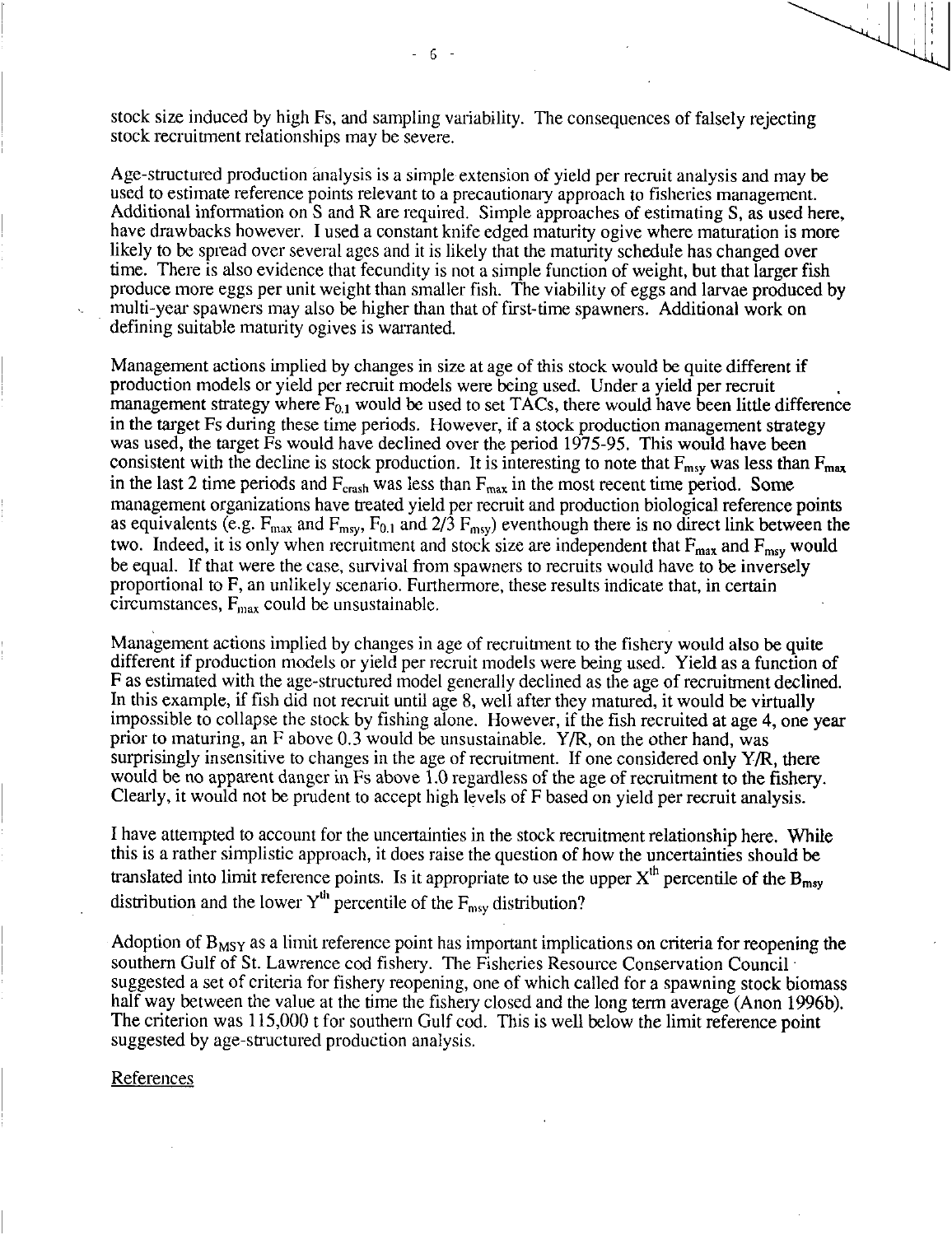stock size induced by high Fs, and sampling variability. The consequences of falsely rejecting stock recruitment relationships may be severe.

Age-structured production analysis is a simple extension of yield per recruit analysis and may be used to estimate reference points relevant to a precautionary approach to fisheries management. Additional information on S and R are required. Simple approaches of estimating S, as used here, have drawbacks however. I used a constant knife edged maturity ogive where maturation is more likely to be spread over several ages and it is likely that the maturity schedule has changed over time. There is also evidence that fecundity is not a simple function of weight, but that larger fish produce more eggs per unit weight than smaller fish. The viability of eggs and larvae produced by multi-year spawners may also be higher than that of first-time spawners. Additional work on defining suitable maturity ogives is warranted.

Management actions implied by changes in size at age of this stock would be quite different if production models or yield per recruit models were being used. Under a yield per recruit management strategy where $F_{0.1}$ would be used to set TACs, there would have been little difference in the target Fs during these time periods. However, if a stock production management strategy was used, the target Fs would have declined over the period 1975-95. This would have been consistent with the decline is stock production. It is interesting to note that $F_{msy}$ was less than $F_{max}$ in the last 2 time periods and $F_{crash}$ was less than $F_{max}$ in the most recent time period. Some management organizations have treated yield per recruit and production biological reference points as equivalents (e.g. $F_{max}$ and $F_{msy}$, $F_{0.1}$ and 2/3 $F_{msy}$) eventhough there is no direct link between the two. Indeed, it is only when recruitment and stock size are independent that $F_{max}$ and $F_{msy}$ would be equal. If that were the case, survival from spawners to recruits would have to be inversely proportional to F, an unlikely scenario. Furthermore, these results indicate that, in certain circumstances, $F_{max}$ could be unsustainable.

Management actions implied by changes in age of recruitment to the fishery would also be quite different if production models or yield per recruit models were being used. Yield as a function of F as estimated with the age-structured model generally declined as the age of recruitment declined. In this example, if fish did not recruit until age 8, well after they matured, it would be virtually impossible to collapse the stock by fishing alone. However, if the fish recruited at age 4, one year prior to maturing, an F above 0.3 would be unsustainable. Y/R, on the other hand, was surprisingly insensitive to changes in the age of recruitment. If one considered only Y/R, there would be no apparent danger in Fs above 1.0 regardless of the age of recruitment to the fishery. Clearly, it would not be prudent to accept high levels of F based on yield per recruit analysis.

I have attempted to account for the uncertainties in the stock recruitment relationship here. While this is a rather simplistic approach, it does raise the question of how the uncertainties should be translated into limit reference points. Is it appropriate to use the upper $X^{th}$ percentile of the $B_{msy}$ distribution and the lower $Y^{th}$ percentile of the $F_{msy}$ distribution?

Adoption of $B_{MSY}$ as a limit reference point has important implications on criteria for reopening the southern Gulf of St. Lawrence cod fishery. The Fisheries Resource Conservation Council suggested a set of criteria for fishery reopening, one of which called for a spawning stock biomass half way between the value at the time the fishery closed and the long term average (Anon 1996b). The criterion was 115,000 t for southern Gulf cod. This is well below the limit reference point suggested by age-structured production analysis.

## References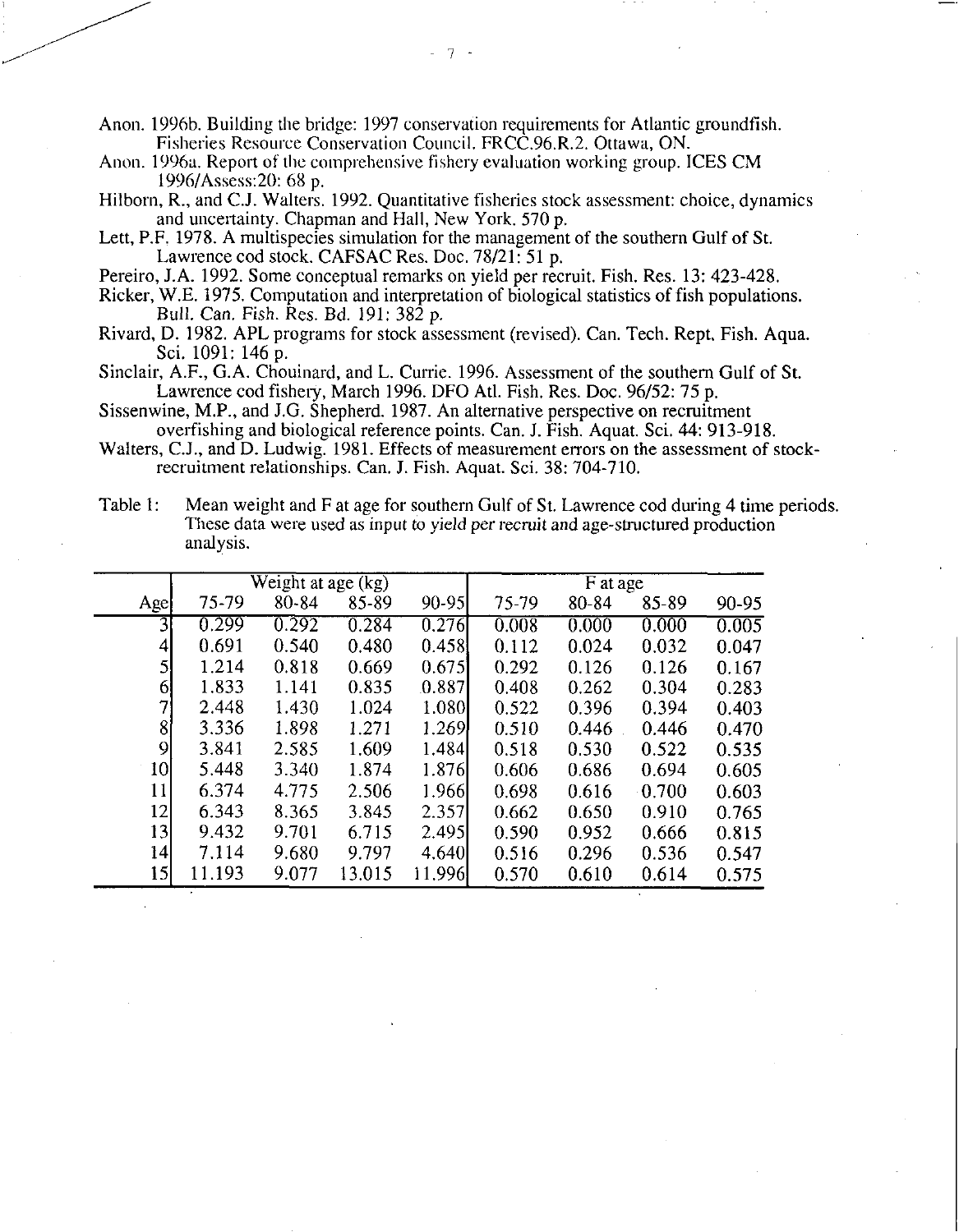Anon. 1996b. Building the bridge: 1997 conservation requirements for Atlantic groundfish. Fisheries Resource Conservation Council. FRCC.96.R.2. Ottawa, ON.

Anon. 1996a. Report of the comprehensive fishery evaluation working group. ICES CM 1996/Assess:20: 68 p.

Hilborn, R., and C.J. Walters. 1992. Quantitative fisheries stock assessment: choice, dynamics and uncertainty. Chapman and Hall, New York. 570 p.

Lett, P.F. 1978. A multispecies simulation for the management of the southern Gulf of St. Lawrence cod stock. CAFSAC Res. Doc. 78/21: 51 p.

Pereiro, J.A. 1992. Some conceptual remarks on yield per recruit. Fish. Res. 13: 423-428.

Ricker, W.E. 1975. Computation and interpretation of biological statistics of fish populations. Bull. Can. Fish. Res. Bd. 191: 382 p.

Rivard, D. 1982. APL programs for stock assessment (revised). Can. Tech. Rept. Fish. Aqua. Sci. 1091: 146 p.

Sinclair, A.F., G.A. Chouinard, and L. Currie. 1996. Assessment of the southern Gulf of St. Lawrence cod fishery, March 1996. DFO Atl. Fish. Res. Doc. 96/52: 75 p.

Sissenwine, M.P., and J.G. Shepherd. 1987. An alternative perspective on recruitment overfishing and biological reference points. Can. J. Fish. Aquat. Sci. 44: 913-918.

Walters, C.J., and D. Ludwig. 1981. Effects of measurement errors on the assessment of stock-recruitment relationships. Can. J. Fish. Aquat. Sci. 38: 704-710.

Table 1: Mean weight and F at age for southern Gulf of St. Lawrence cod during 4 time periods. These data were used as input to *yield per recruit* and age-structured production analysis.

| | Weight at age (kg) | | | | F at age | | | |
|---|---|---|---|---|---|---|---|---|
| Age | 75-79 | 80-84 | 85-89 | 90-95 | 75-79 | 80-84 | 85-89 | 90-95 |
| 3 | 0.299 | 0.292 | 0.284 | 0.276 | 0.008 | 0.000 | 0.000 | 0.005 |
| 4 | 0.691 | 0.540 | 0.480 | 0.458 | 0.112 | 0.024 | 0.032 | 0.047 |
| 5 | 1.214 | 0.818 | 0.669 | 0.675 | 0.292 | 0.126 | 0.126 | 0.167 |
| 6 | 1.833 | 1.141 | 0.835 | 0.887 | 0.408 | 0.262 | 0.304 | 0.283 |
| 7 | 2.448 | 1.430 | 1.024 | 1.080 | 0.522 | 0.396 | 0.394 | 0.403 |
| 8 | 3.336 | 1.898 | 1.271 | 1.269 | 0.510 | 0.446 | 0.446 | 0.470 |
| 9 | 3.841 | 2.585 | 1.609 | 1.484 | 0.518 | 0.530 | 0.522 | 0.535 |
| 10 | 5.448 | 3.340 | 1.874 | 1.876 | 0.606 | 0.686 | 0.694 | 0.605 |
| 11 | 6.374 | 4.775 | 2.506 | 1.966 | 0.698 | 0.616 | 0.700 | 0.603 |
| 12 | 6.343 | 8.365 | 3.845 | 2.357 | 0.662 | 0.650 | 0.910 | 0.765 |
| 13 | 9.432 | 9.701 | 6.715 | 2.495 | 0.590 | 0.952 | 0.666 | 0.815 |
| 14 | 7.114 | 9.680 | 9.797 | 4.640 | 0.516 | 0.296 | 0.536 | 0.547 |
| 15 | 11.193 | 9.077 | 13.015 | 11.996 | 0.570 | 0.610 | 0.614 | 0.575 |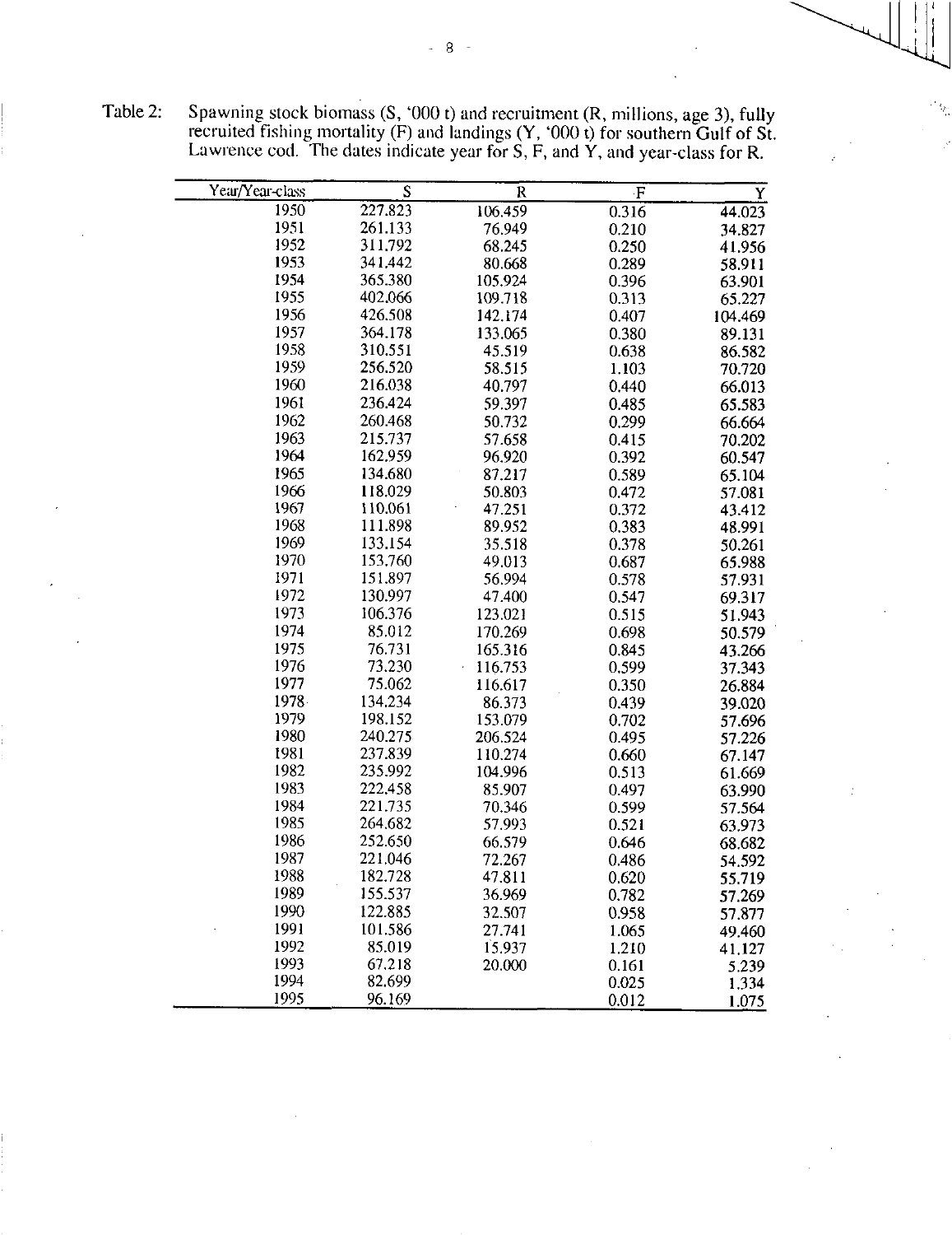Table 2: Spawning stock biomass (S, '000 t) and recruitment (R, millions, age 3), fully recruited fishing mortality (F) and landings (Y, '000 t) for southern Gulf of St. Lawrence cod. The dates indicate year for S, F, and Y, and year-class for R.

| Year/Year-class | S | R | F | Y |
|---|---|---|---|---|
| 1950 | 227.823 | 106.459 | 0.316 | 44.023 |
| 1951 | 261.133 | 76.949 | 0.210 | 34.827 |
| 1952 | 311.792 | 68.245 | 0.250 | 41.956 |
| 1953 | 341.442 | 80.668 | 0.289 | 58.911 |
| 1954 | 365.380 | 105.924 | 0.396 | 63.901 |
| 1955 | 402.066 | 109.718 | 0.313 | 65.227 |
| 1956 | 426.508 | 142.174 | 0.407 | 104.469 |
| 1957 | 364.178 | 133.065 | 0.380 | 89.131 |
| 1958 | 310.551 | 45.519 | 0.638 | 86.582 |
| 1959 | 256.520 | 58.515 | 1.103 | 70.720 |
| 1960 | 216.038 | 40.797 | 0.440 | 66.013 |
| 1961 | 236.424 | 59.397 | 0.485 | 65.583 |
| 1962 | 260.468 | 50.732 | 0.299 | 66.664 |
| 1963 | 215.737 | 57.658 | 0.415 | 70.202 |
| 1964 | 162.959 | 96.920 | 0.392 | 60.547 |
| 1965 | 134.680 | 87.217 | 0.589 | 65.104 |
| 1966 | 118.029 | 50.803 | 0.472 | 57.081 |
| 1967 | 110.061 | 47.251 | 0.372 | 43.412 |
| 1968 | 111.898 | 89.952 | 0.383 | 48.991 |
| 1969 | 133.154 | 35.518 | 0.378 | 50.261 |
| 1970 | 153.760 | 49.013 | 0.687 | 65.988 |
| 1971 | 151.897 | 56.994 | 0.578 | 57.931 |
| 1972 | 130.997 | 47.400 | 0.547 | 69.317 |
| 1973 | 106.376 | 123.021 | 0.515 | 51.943 |
| 1974 | 85.012 | 170.269 | 0.698 | 50.579 |
| 1975 | 76.731 | 165.316 | 0.845 | 43.266 |
| 1976 | 73.230 | 116.753 | 0.599 | 37.343 |
| 1977 | 75.062 | 116.617 | 0.350 | 26.884 |
| 1978 | 134.234 | 86.373 | 0.439 | 39.020 |
| 1979 | 198.152 | 153.079 | 0.702 | 57.696 |
| 1980 | 240.275 | 206.524 | 0.495 | 57.226 |
| 1981 | 237.839 | 110.274 | 0.660 | 67.147 |
| 1982 | 235.992 | 104.996 | 0.513 | 61.669 |
| 1983 | 222.458 | 85.907 | 0.497 | 63.990 |
| 1984 | 221.735 | 70.346 | 0.599 | 57.564 |
| 1985 | 264.682 | 57.993 | 0.521 | 63.973 |
| 1986 | 252.650 | 66.579 | 0.646 | 68.682 |
| 1987 | 221.046 | 72.267 | 0.486 | 54.592 |
| 1988 | 182.728 | 47.811 | 0.620 | 55.719 |
| 1989 | 155.537 | 36.969 | 0.782 | 57.269 |
| 1990 | 122.885 | 32.507 | 0.958 | 57.877 |
| 1991 | 101.586 | 27.741 | 1.065 | 49.460 |
| 1992 | 85.019 | 15.937 | 1.210 | 41.127 |
| 1993 | 67.218 | 20.000 | 0.161 | 5.239 |
| 1994 | 82.699 | | 0.025 | 1.334 |
| 1995 | 96.169 | | 0.012 | 1.075 |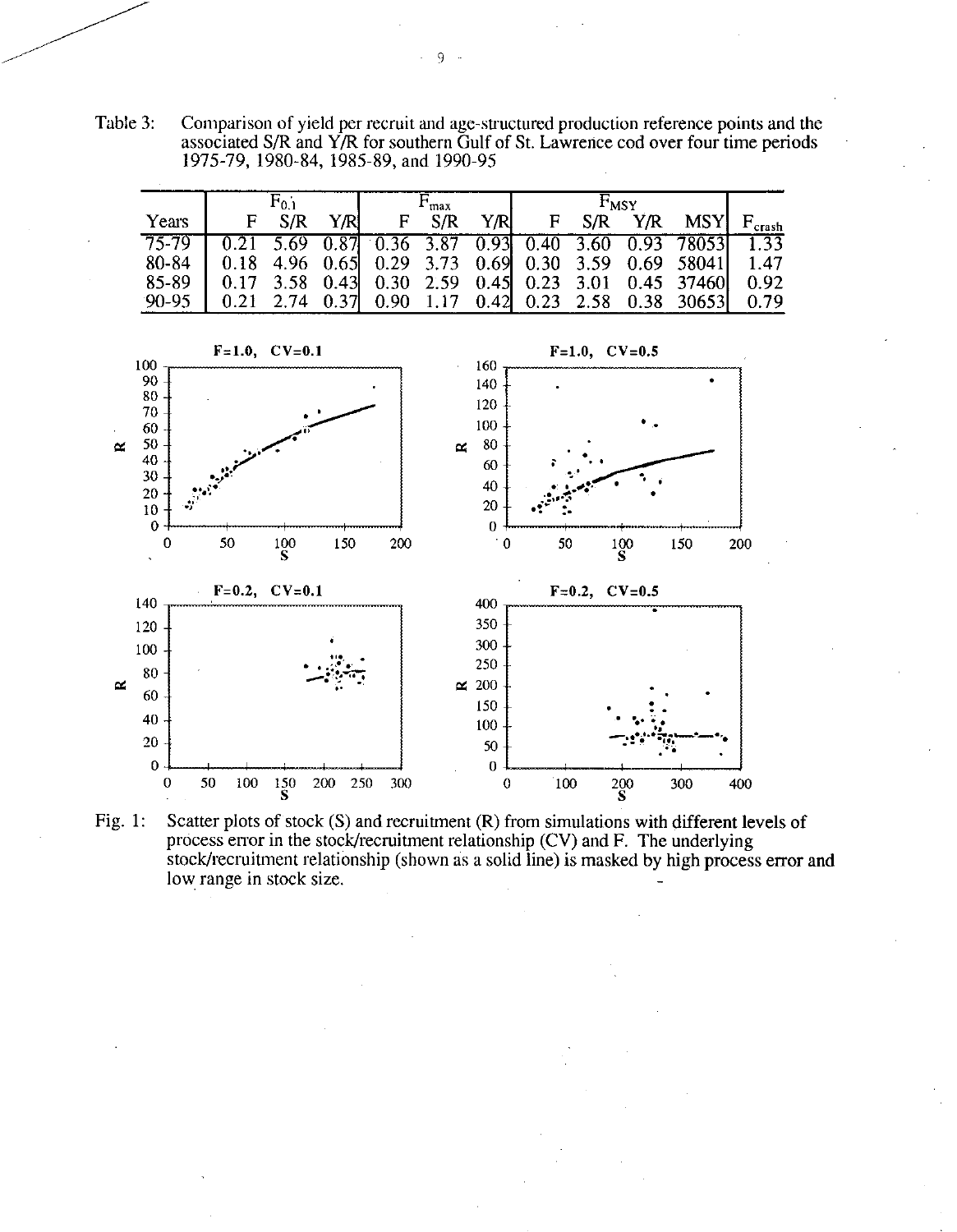Table 3: Comparison of yield per recruit and age-structured production reference points and the associated S/R and Y/R for southern Gulf of St. Lawrence cod over four time periods 1975-79, 1980-84, 1985-89, and 1990-95

| | $F_{0.1}$ | | | $F_{max}$ | | | $F_{MSY}$ | | | | |
|---|---|---|---|---|---|---|---|---|---|---|---|
| Years | F | S/R | Y/R | F | S/R | Y/R | F | S/R | Y/R | MSY | $F_{crash}$ |
| 75-79 | 0.21 | 5.69 | 0.87 | 0.36 | 3.87 | 0.93 | 0.40 | 3.60 | 0.93 | 78053 | 1.33 |
| 80-84 | 0.18 | 4.96 | 0.65 | 0.29 | 3.73 | 0.69 | 0.30 | 3.59 | 0.69 | 58041 | 1.47 |
| 85-89 | 0.17 | 3.58 | 0.43 | 0.30 | 2.59 | 0.45 | 0.23 | 3.01 | 0.45 | 37460 | 0.92 |
| 90-95 | 0.21 | 2.74 | 0.37 | 0.90 | 1.17 | 0.42 | 0.23 | 2.58 | 0.38 | 30653 | 0.79 |

Fig. 1: Scatter plots of stock (S) and recruitment (R) from simulations with different levels of process error in the stock/recruitment relationship (CV) and F. The underlying stock/recruitment relationship (shown as a solid line) is masked by high process error and low range in stock size.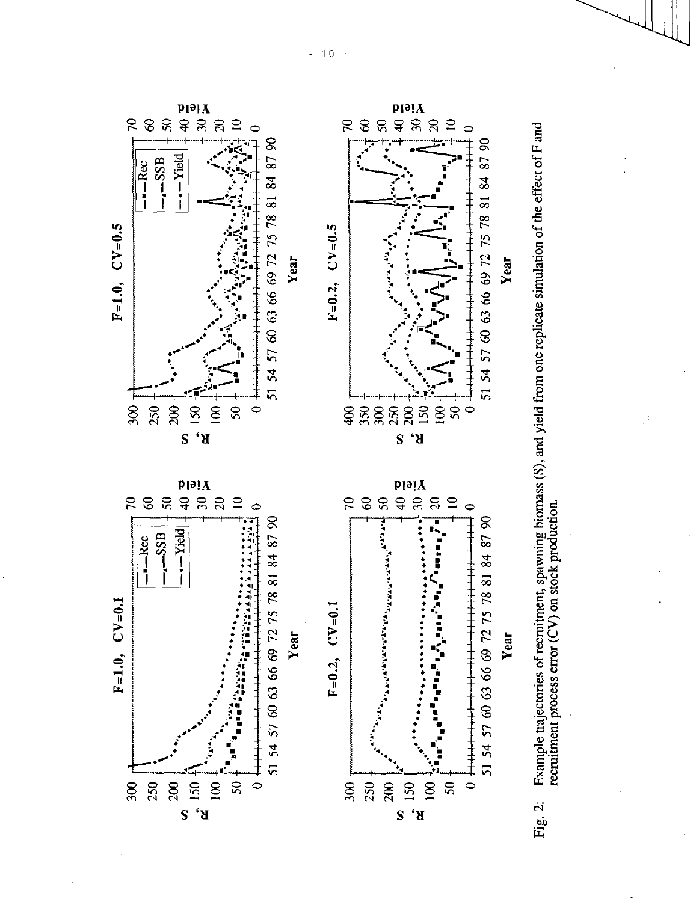Fig. 2: Example trajectories of recruitment, spawning biomass (S), and yield from one replicate simulation of the effect of F and recruitment process error (CV) on stock production.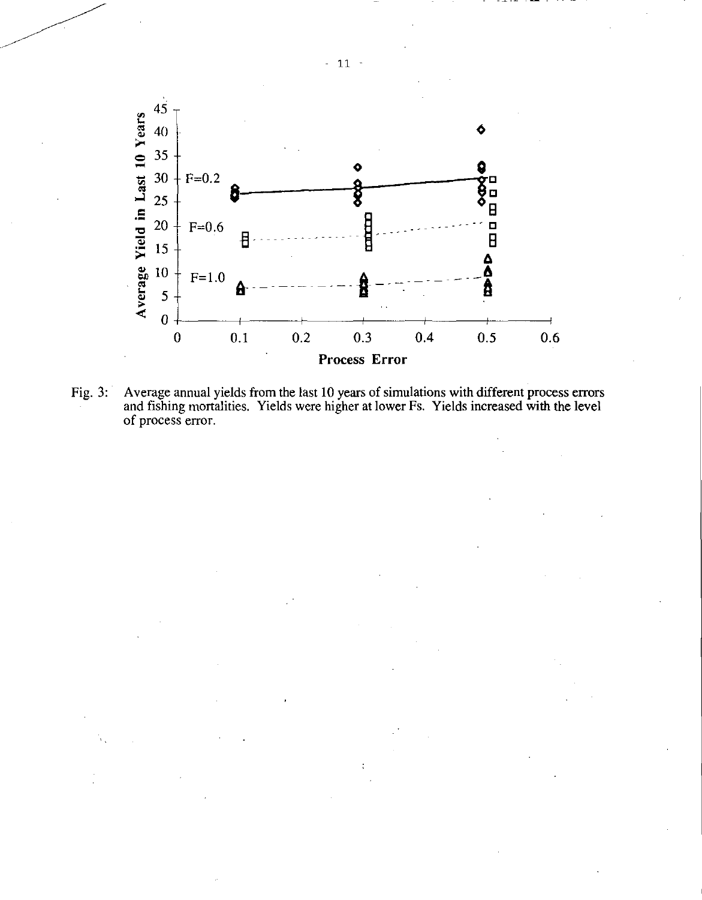Fig. 3: Average annual yields from the last 10 years of simulations with different process errors and fishing mortalities. Yields were higher at lower Fs. Yields increased with the level of process error.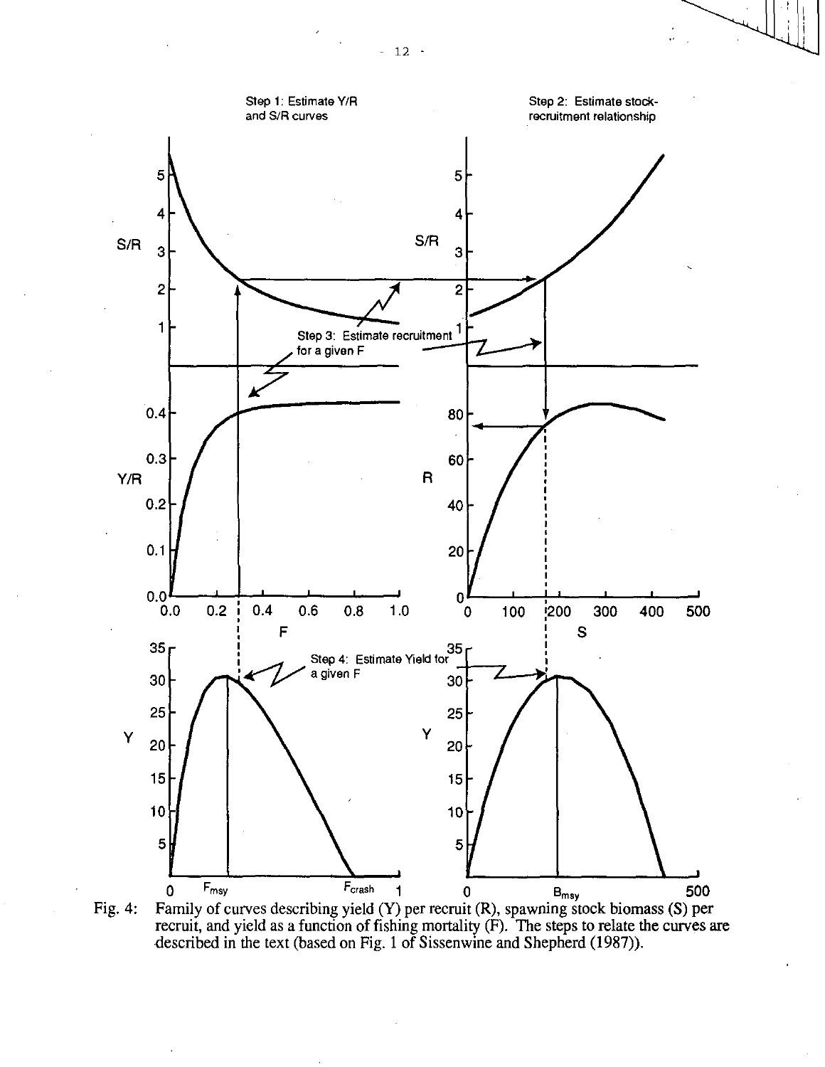Fig. 4: Family of curves describing yield (Y) per recruit (R), spawning stock biomass (S) per recruit, and yield as a function of fishing mortality (F). The steps to relate the curves are described in the text (based on Fig. 1 of Sissenwine and Shepherd (1987)).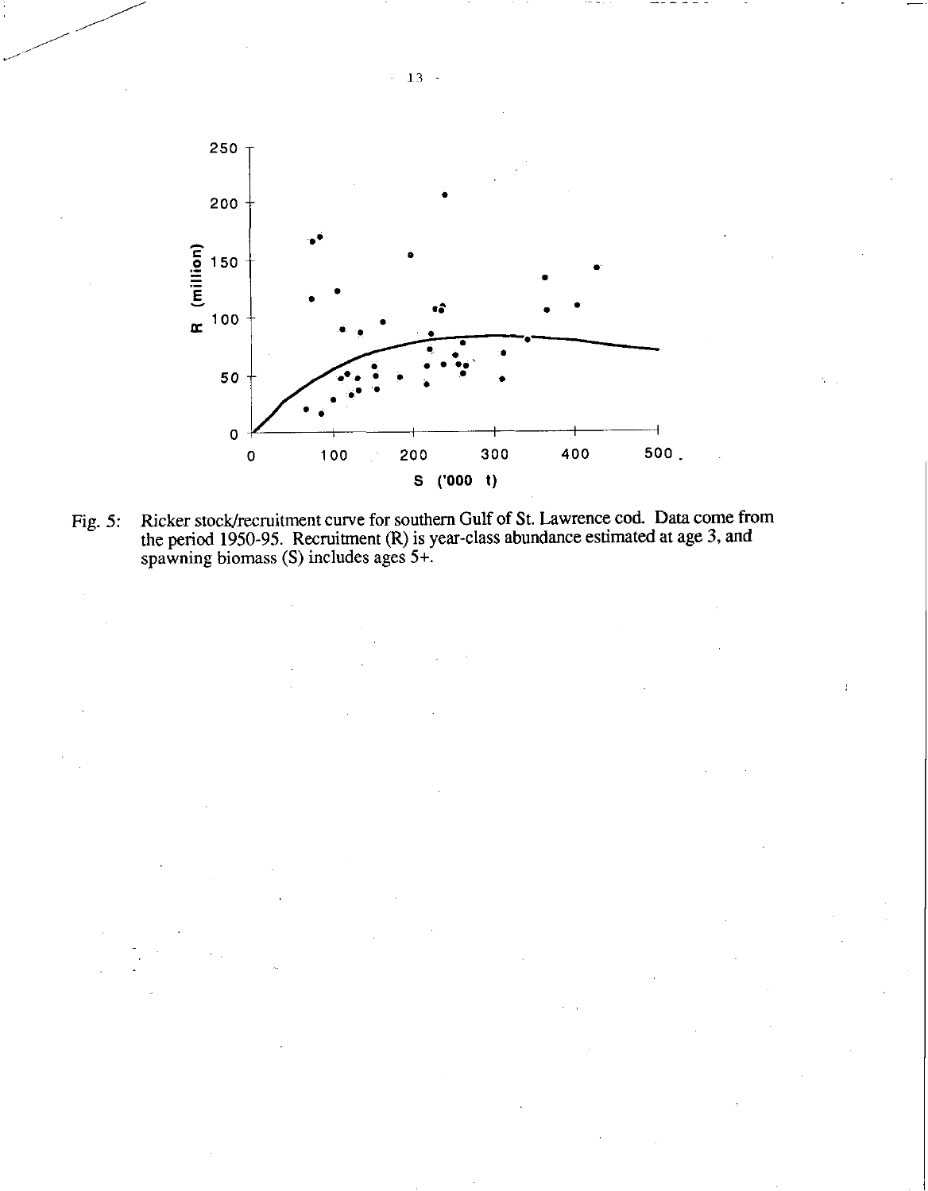Fig. 5: Ricker stock/recruitment curve for southern Gulf of St. Lawrence cod. Data come from the period 1950-95. Recruitment (R) is year-class abundance estimated at age 3, and spawning biomass (S) includes ages 5+.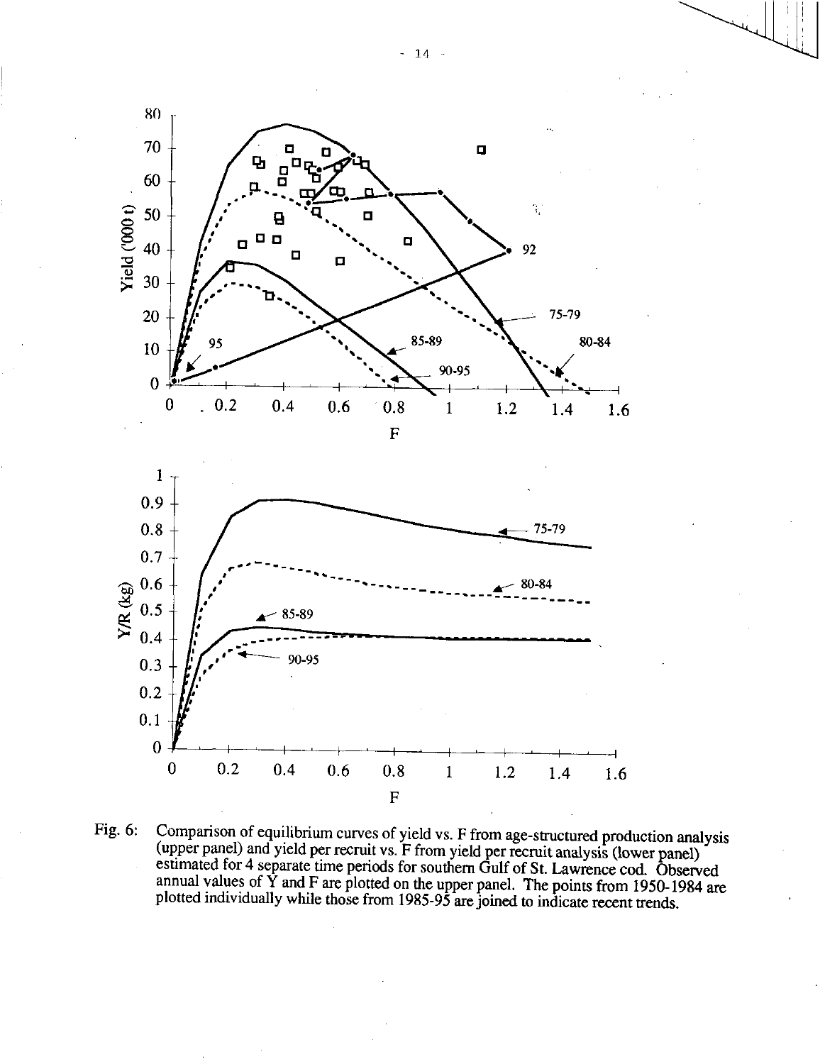Fig. 6: Comparison of equilibrium curves of yield vs. F from age-structured production analysis (upper panel) and yield per recruit vs. F from yield per recruit analysis (lower panel) estimated for 4 separate time periods for southern Gulf of St. Lawrence cod. Observed annual values of Y and F are plotted on the upper panel. The points from 1950-1984 are plotted individually while those from 1985-95 are joined to indicate recent trends.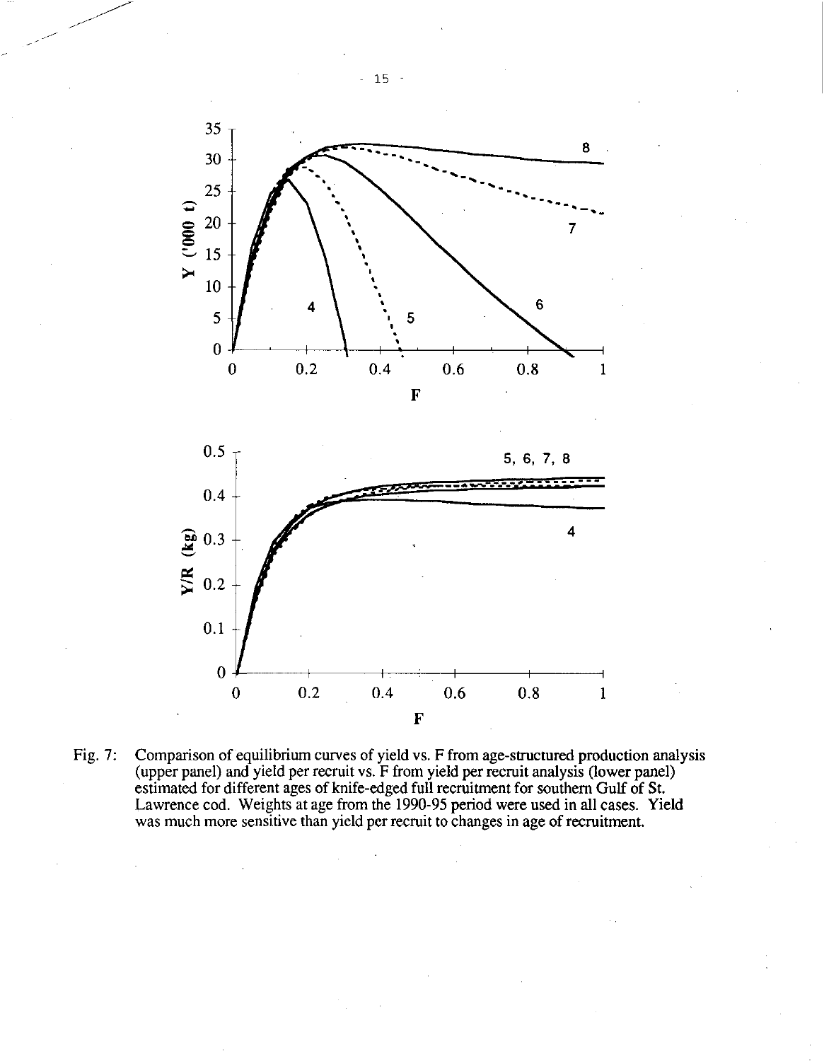Fig. 7: Comparison of equilibrium curves of yield vs. F from age-structured production analysis (upper panel) and yield per recruit vs. F from yield per recruit analysis (lower panel) estimated for different ages of knife-edged full recruitment for southern Gulf of St. Lawrence cod. Weights at age from the 1990-95 period were used in all cases. Yield was much more sensitive than yield per recruit to changes in age of recruitment.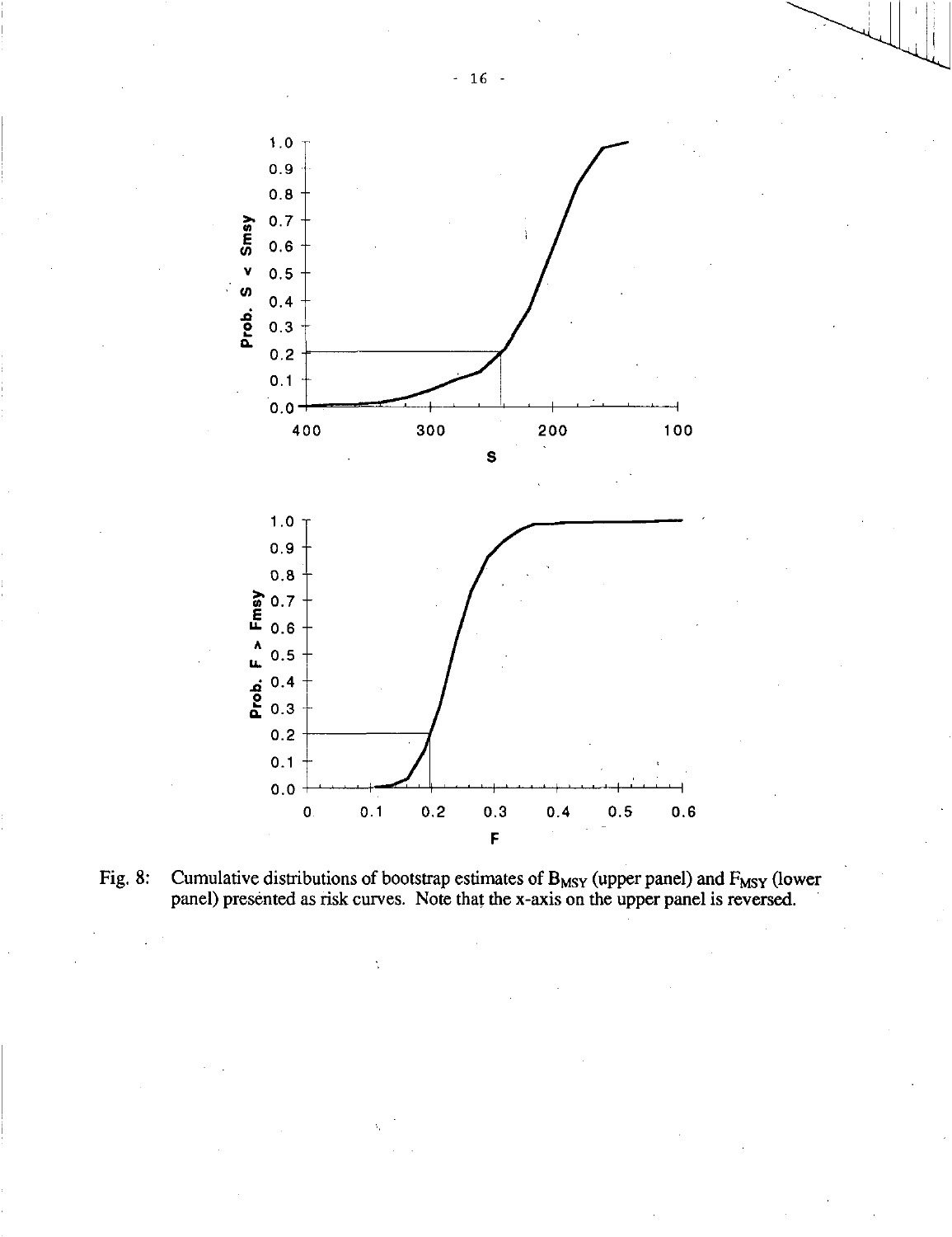1.0
0.9
0.8
0.7
0.6
0.5
0.4
0.3
0.2
0.1
0.0

Prob. S < Smsy

400 300 200 100

S

1.0
0.9
0.8
0.7
0.6
0.5
0.4
0.3
0.2
0.1
0.0

Prob. F > Fmsy

0 0.1 0.2 0.3 0.4 0.5 0.6

F

Fig. 8: Cumulative distributions of bootstrap estimates of $B_{MSY}$ (upper panel) and $F_{MSY}$ (lower panel) presented as risk curves. Note that the x-axis on the upper panel is reversed.